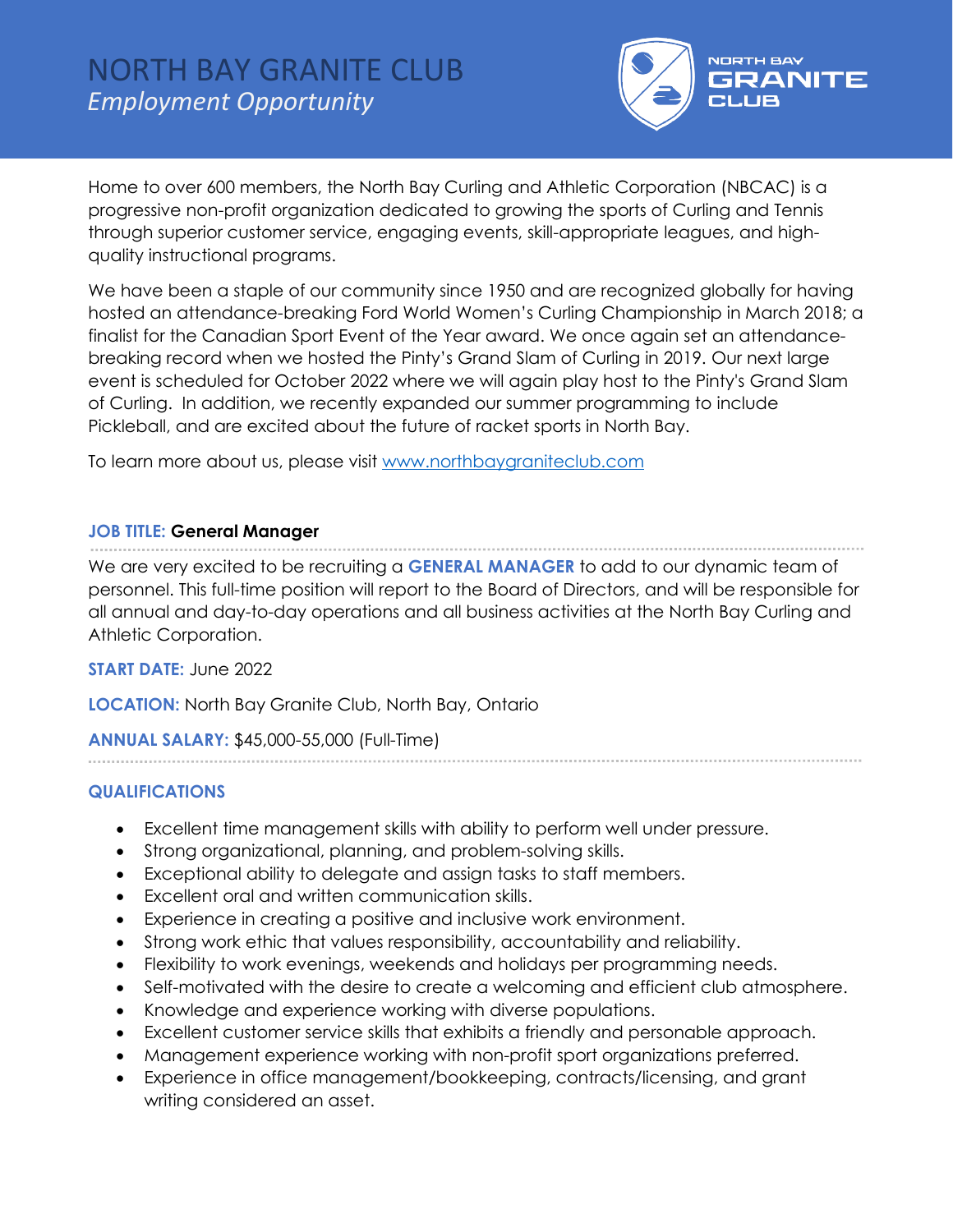# NORTH BAY GRANITE CLUB

*Employment Opportunity*

Home to over 600 members, the North Bay Curling and Athletic Corporation (NBCAC) is a progressive non-profit organization dedicated to growing the sports of Curling and Tennis through superior customer service, engaging events, skill-appropriate leagues, and high-quality instructional programs.

We have been a staple of our community since 1950 and are recognized globally for having hosted an attendance-breaking Ford World Women's Curling Championship in March 2018; a finalist for the Canadian Sport Event of the Year award. We once again set an attendance-breaking record when we hosted the Pinty's Grand Slam of Curling in 2019. Our next large event is scheduled for October 2022 where we will again play host to the Pinty's Grand Slam of Curling. In addition, we recently expanded our summer programming to include Pickleball, and are excited about the future of racket sports in North Bay.

To learn more about us, please visit [www.northbaygraniteclub.com](www.northbaygraniteclub.com)

**JOB TITLE: General Manager**

We are very excited to be recruiting a **GENERAL MANAGER** to add to our dynamic team of personnel. This full-time position will report to the Board of Directors, and will be responsible for all annual and day-to-day operations and all business activities at the North Bay Curling and Athletic Corporation.

**START DATE:** June 2022

**LOCATION:** North Bay Granite Club, North Bay, Ontario

**ANNUAL SALARY:** $45,000-55,000 (Full-Time)

## QUALIFICATIONS

- Excellent time management skills with ability to perform well under pressure.
- Strong organizational, planning, and problem-solving skills.
- Exceptional ability to delegate and assign tasks to staff members.
- Excellent oral and written communication skills.
- Experience in creating a positive and inclusive work environment.
- Strong work ethic that values responsibility, accountability and reliability.
- Flexibility to work evenings, weekends and holidays per programming needs.
- Self-motivated with the desire to create a welcoming and efficient club atmosphere.
- Knowledge and experience working with diverse populations.
- Excellent customer service skills that exhibits a friendly and personable approach.
- Management experience working with non-profit sport organizations preferred.
- Experience in office management/bookkeeping, contracts/licensing, and grant writing considered an asset.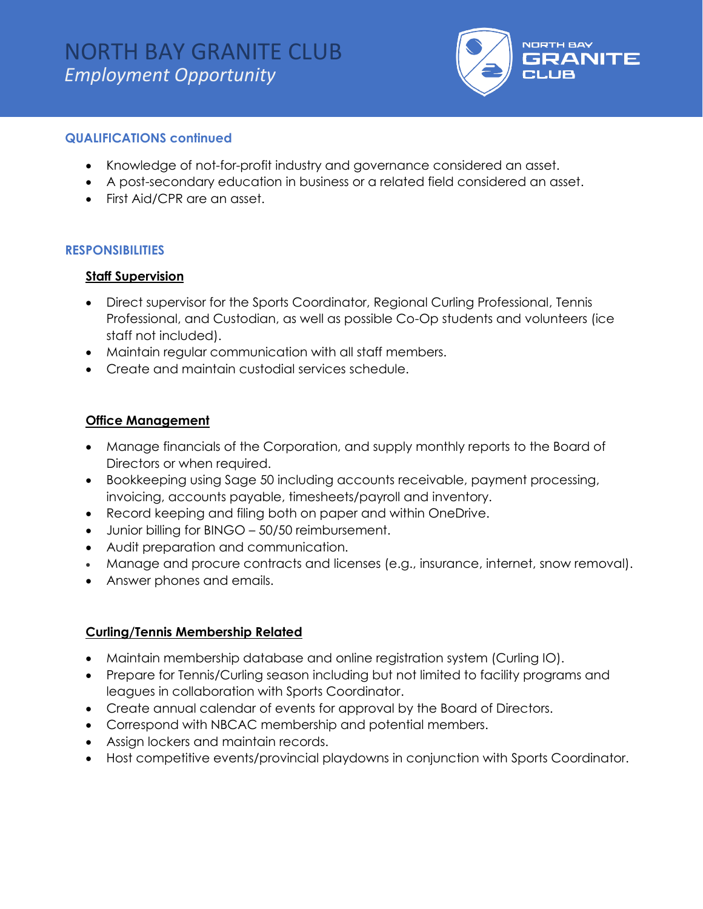### QUALIFICATIONS continued

- Knowledge of not-for-profit industry and governance considered an asset.
- A post-secondary education in business or a related field considered an asset.
- First Aid/CPR are an asset.

### RESPONSIBILITIES

**Staff Supervision**

- Direct supervisor for the Sports Coordinator, Regional Curling Professional, Tennis Professional, and Custodian, as well as possible Co-Op students and volunteers (ice staff not included).
- Maintain regular communication with all staff members.
- Create and maintain custodial services schedule.

**Office Management**

- Manage financials of the Corporation, and supply monthly reports to the Board of Directors or when required.
- Bookkeeping using Sage 50 including accounts receivable, payment processing, invoicing, accounts payable, timesheets/payroll and inventory.
- Record keeping and filing both on paper and within OneDrive.
- Junior billing for BINGO – 50/50 reimbursement.
- Audit preparation and communication.
- Manage and procure contracts and licenses (e.g., insurance, internet, snow removal).
- Answer phones and emails.

**Curling/Tennis Membership Related**

- Maintain membership database and online registration system (Curling IO).
- Prepare for Tennis/Curling season including but not limited to facility programs and leagues in collaboration with Sports Coordinator.
- Create annual calendar of events for approval by the Board of Directors.
- Correspond with NBCAC membership and potential members.
- Assign lockers and maintain records.
- Host competitive events/provincial playdowns in conjunction with Sports Coordinator.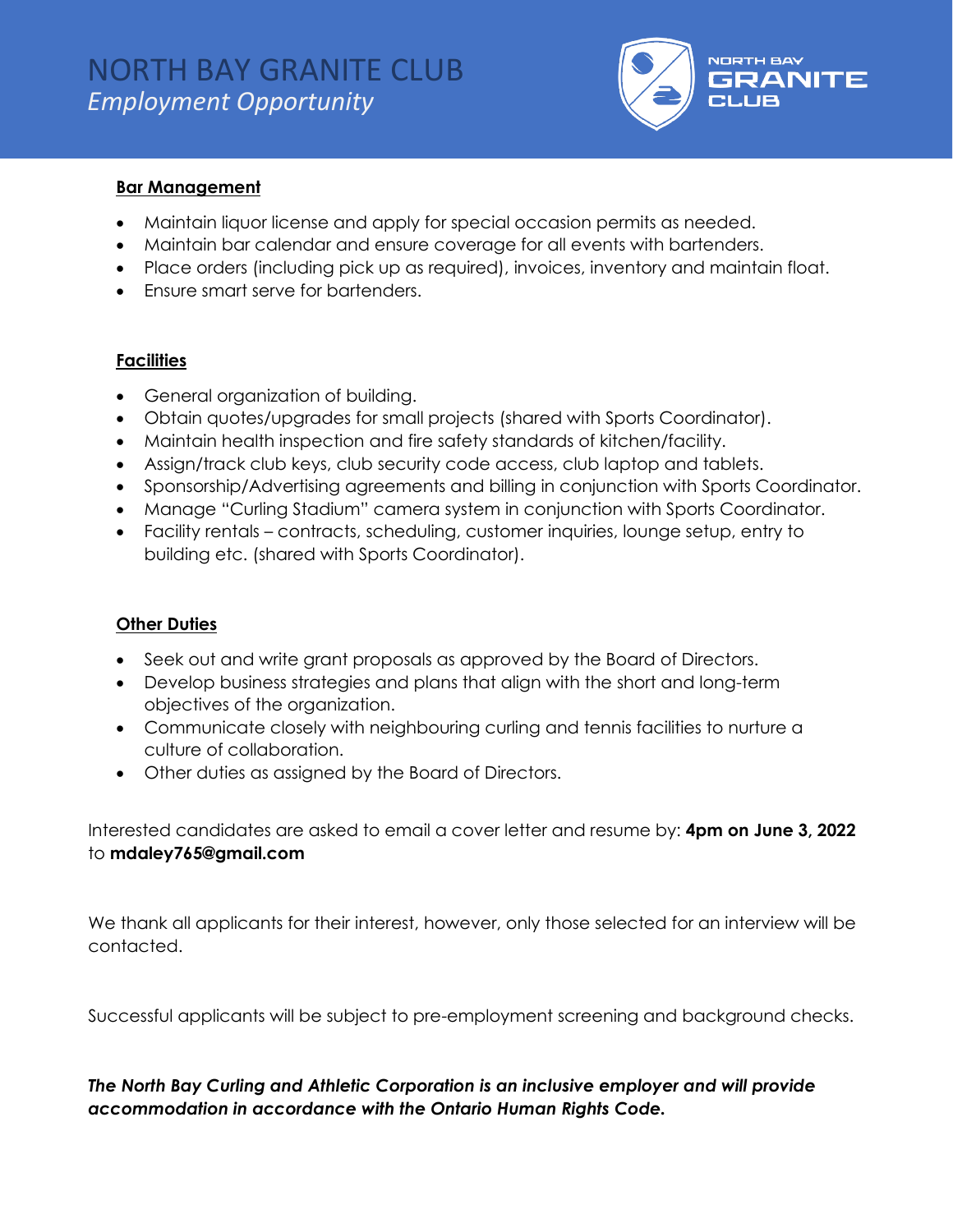# NORTH BAY GRANITE CLUB
*Employment Opportunity*

**Bar Management**

- Maintain liquor license and apply for special occasion permits as needed.
- Maintain bar calendar and ensure coverage for all events with bartenders.
- Place orders (including pick up as required), invoices, inventory and maintain float.
- Ensure smart serve for bartenders.

**Facilities**

- General organization of building.
- Obtain quotes/upgrades for small projects (shared with Sports Coordinator).
- Maintain health inspection and fire safety standards of kitchen/facility.
- Assign/track club keys, club security code access, club laptop and tablets.
- Sponsorship/Advertising agreements and billing in conjunction with Sports Coordinator.
- Manage "Curling Stadium" camera system in conjunction with Sports Coordinator.
- Facility rentals – contracts, scheduling, customer inquiries, lounge setup, entry to building etc. (shared with Sports Coordinator).

**Other Duties**

- Seek out and write grant proposals as approved by the Board of Directors.
- Develop business strategies and plans that align with the short and long-term objectives of the organization.
- Communicate closely with neighbouring curling and tennis facilities to nurture a culture of collaboration.
- Other duties as assigned by the Board of Directors.

Interested candidates are asked to email a cover letter and resume by: **4pm on June 3, 2022** to **mdaley765@gmail.com**

We thank all applicants for their interest, however, only those selected for an interview will be contacted.

Successful applicants will be subject to pre-employment screening and background checks.

***The North Bay Curling and Athletic Corporation is an inclusive employer and will provide accommodation in accordance with the Ontario Human Rights Code.***